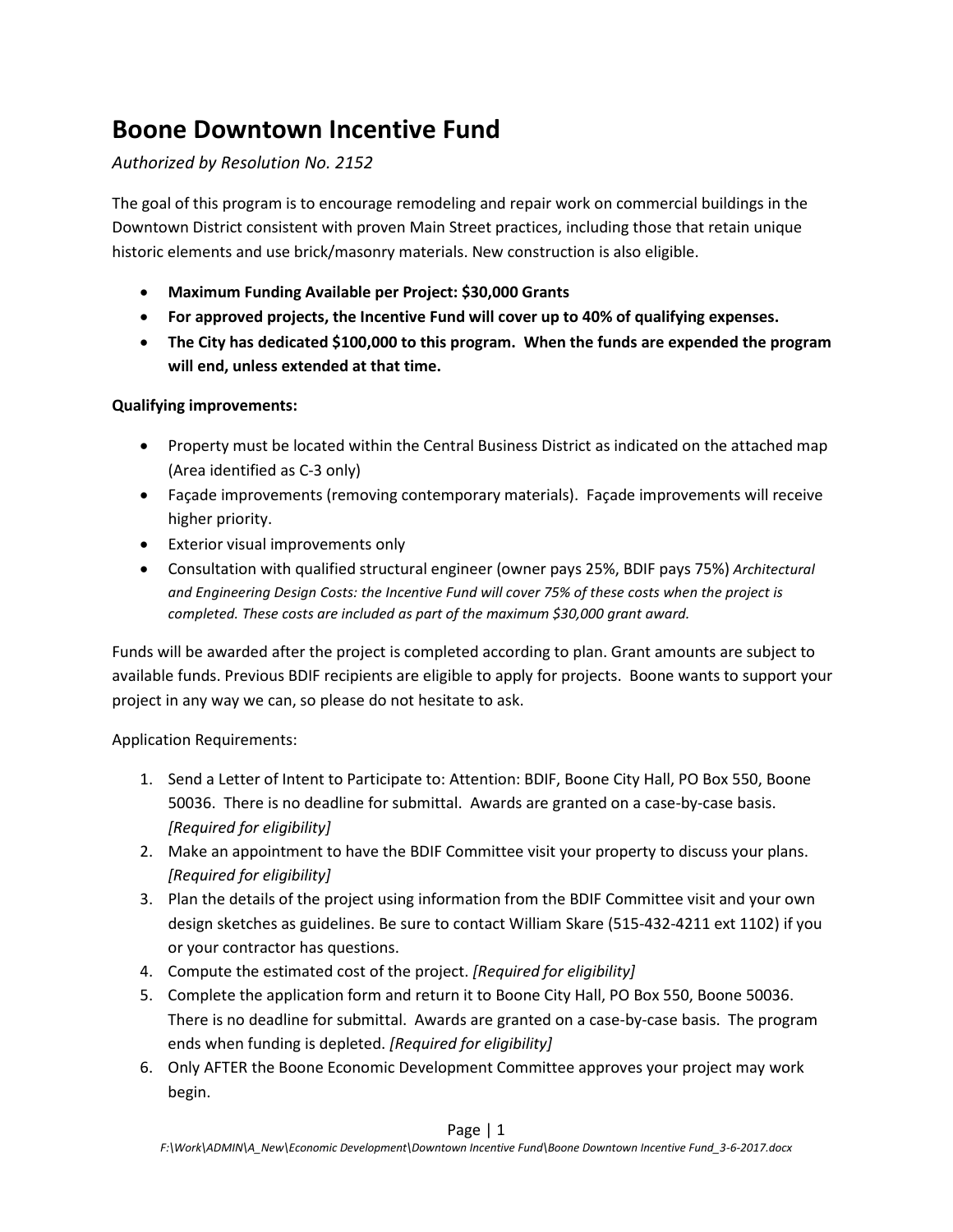# Boone Downtown Incentive Fund

*Authorized by Resolution No. 2152*

The goal of this program is to encourage remodeling and repair work on commercial buildings in the Downtown District consistent with proven Main Street practices, including those that retain unique historic elements and use brick/masonry materials. New construction is also eligible.

- **Maximum Funding Available per Project: $30,000 Grants**
- **For approved projects, the Incentive Fund will cover up to 40% of qualifying expenses.**
- **The City has dedicated $100,000 to this program. When the funds are expended the program will end, unless extended at that time.**

**Qualifying improvements:**

- Property must be located within the Central Business District as indicated on the attached map (Area identified as C-3 only)
- Façade improvements (removing contemporary materials). Façade improvements will receive higher priority.
- Exterior visual improvements only
- Consultation with qualified structural engineer (owner pays 25%, BDIF pays 75%) *Architectural and Engineering Design Costs: the Incentive Fund will cover 75% of these costs when the project is completed. These costs are included as part of the maximum $30,000 grant award.*

Funds will be awarded after the project is completed according to plan. Grant amounts are subject to available funds. Previous BDIF recipients are eligible to apply for projects. Boone wants to support your project in any way we can, so please do not hesitate to ask.

Application Requirements:

1. Send a Letter of Intent to Participate to: Attention: BDIF, Boone City Hall, PO Box 550, Boone 50036. There is no deadline for submittal. Awards are granted on a case-by-case basis. *[Required for eligibility]*
2. Make an appointment to have the BDIF Committee visit your property to discuss your plans. *[Required for eligibility]*
3. Plan the details of the project using information from the BDIF Committee visit and your own design sketches as guidelines. Be sure to contact William Skare (515-432-4211 ext 1102) if you or your contractor has questions.
4. Compute the estimated cost of the project. *[Required for eligibility]*
5. Complete the application form and return it to Boone City Hall, PO Box 550, Boone 50036. There is no deadline for submittal. Awards are granted on a case-by-case basis. The program ends when funding is depleted. *[Required for eligibility]*
6. Only AFTER the Boone Economic Development Committee approves your project may work begin.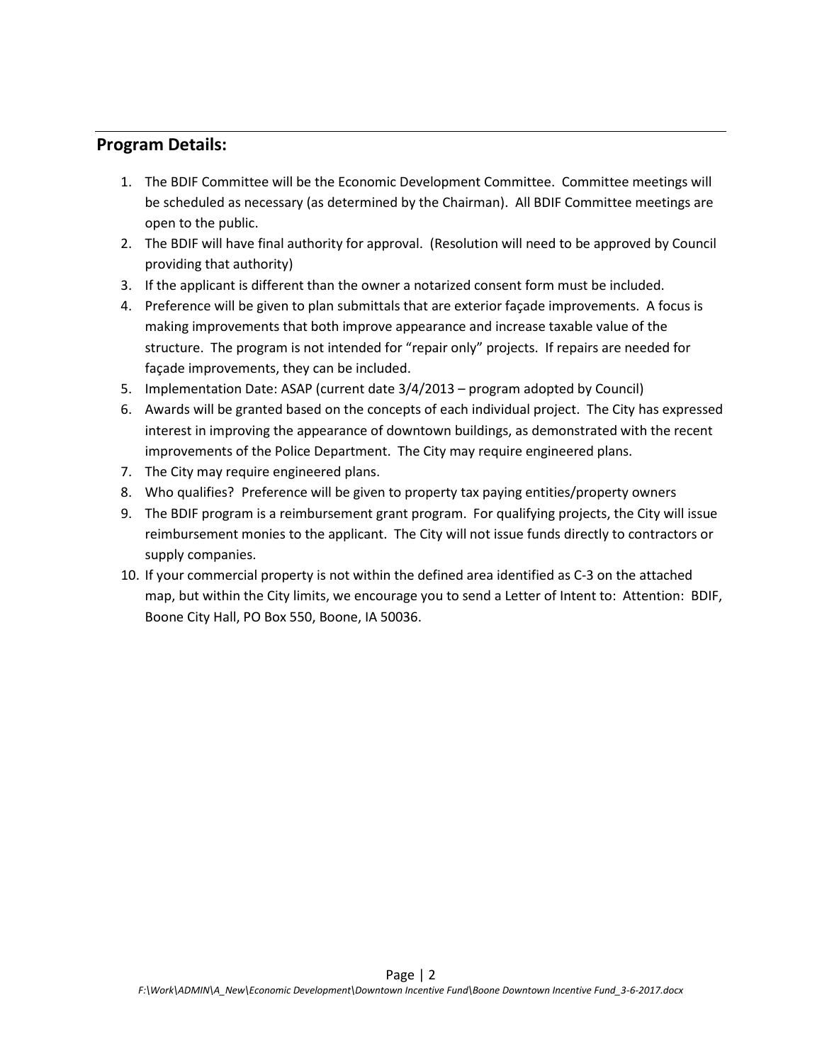## Program Details:

1. The BDIF Committee will be the Economic Development Committee. Committee meetings will be scheduled as necessary (as determined by the Chairman). All BDIF Committee meetings are open to the public.
2. The BDIF will have final authority for approval. (Resolution will need to be approved by Council providing that authority)
3. If the applicant is different than the owner a notarized consent form must be included.
4. Preference will be given to plan submittals that are exterior façade improvements. A focus is making improvements that both improve appearance and increase taxable value of the structure. The program is not intended for "repair only" projects. If repairs are needed for façade improvements, they can be included.
5. Implementation Date: ASAP (current date 3/4/2013 – program adopted by Council)
6. Awards will be granted based on the concepts of each individual project. The City has expressed interest in improving the appearance of downtown buildings, as demonstrated with the recent improvements of the Police Department. The City may require engineered plans.
7. The City may require engineered plans.
8. Who qualifies? Preference will be given to property tax paying entities/property owners
9. The BDIF program is a reimbursement grant program. For qualifying projects, the City will issue reimbursement monies to the applicant. The City will not issue funds directly to contractors or supply companies.
10. If your commercial property is not within the defined area identified as C-3 on the attached map, but within the City limits, we encourage you to send a Letter of Intent to: Attention: BDIF, Boone City Hall, PO Box 550, Boone, IA 50036.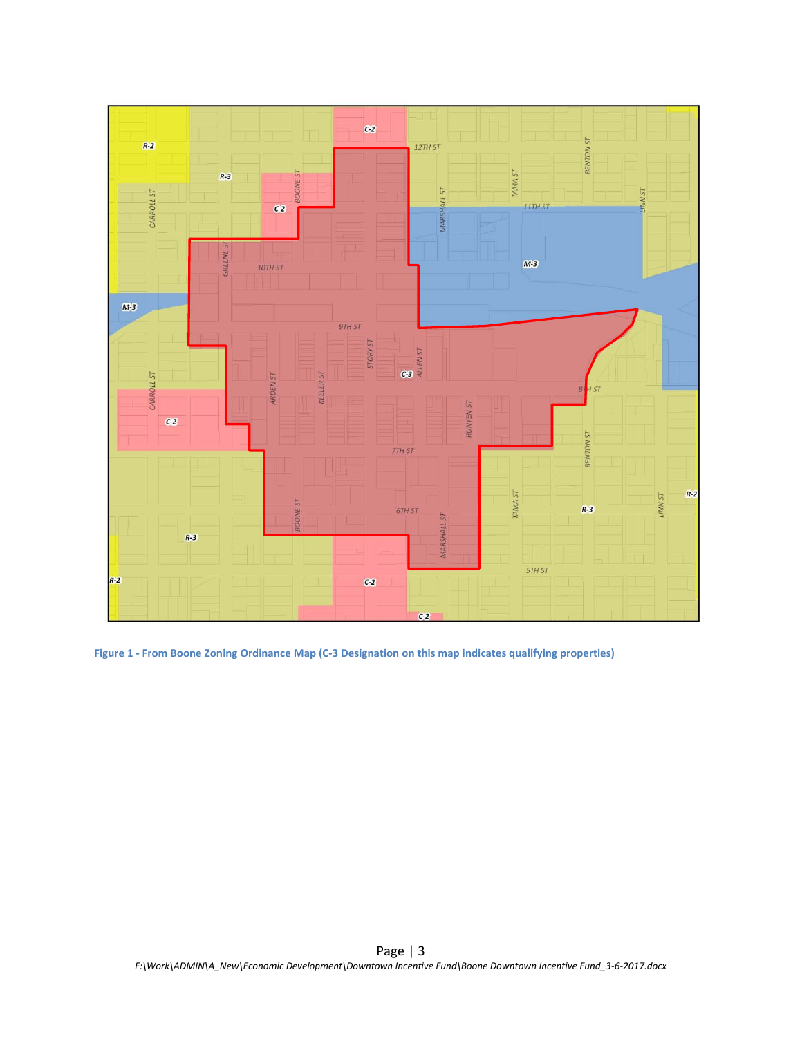Figure 1 - From Boone Zoning Ordinance Map (C-3 Designation on this map indicates qualifying properties)